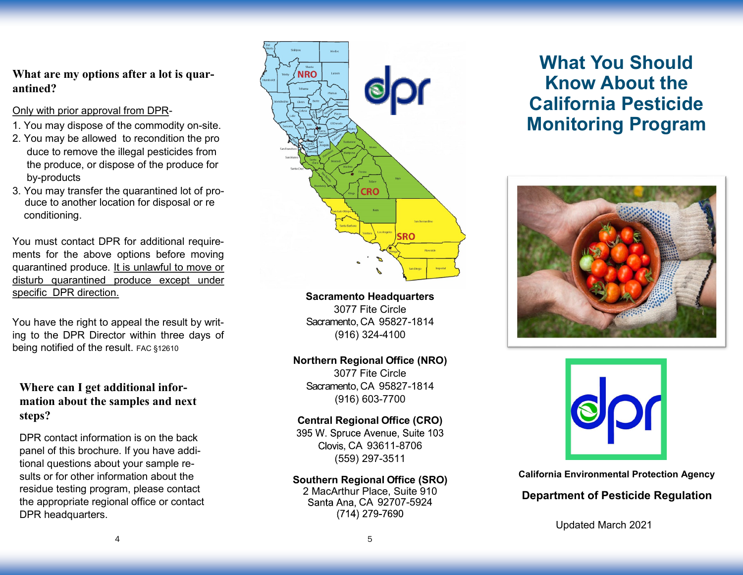**What are my options after a lot is quarantined?**

Only with prior approval from DPR-

1. You may dispose of the commodity on-site.
2. You may be allowed to recondition the produce to remove the illegal pesticides from the produce, or dispose of the produce for by-products
3. You may transfer the quarantined lot of produce to another location for disposal or reconditioning.

You must contact DPR for additional requirements for the above options before moving quarantined produce. It is unlawful to move or disturb quarantined produce except under specific DPR direction.

You have the right to appeal the result by writing to the DPR Director within three days of being notified of the result. FAC §12610

**Where can I get additional information about the samples and next steps?**

DPR contact information is on the back panel of this brochure. If you have additional questions about your sample results or for other information about the residue testing program, please contact the appropriate regional office or contact DPR headquarters.

**Sacramento Headquarters**
3077 Fite Circle
Sacramento, CA 95827-1814
(916) 324-4100

**Northern Regional Office (NRO)**
3077 Fite Circle
Sacramento, CA 95827-1814
(916) 603-7700

**Central Regional Office (CRO)**
395 W. Spruce Avenue, Suite 103
Clovis, CA 93611-8706
(559) 297-3511

**Southern Regional Office (SRO)**
2 MacArthur Place, Suite 910
Santa Ana, CA 92707-5924
(714) 279-7690

# What You Should Know About the California Pesticide Monitoring Program

**California Environmental Protection Agency**

**Department of Pesticide Regulation**

Updated March 2021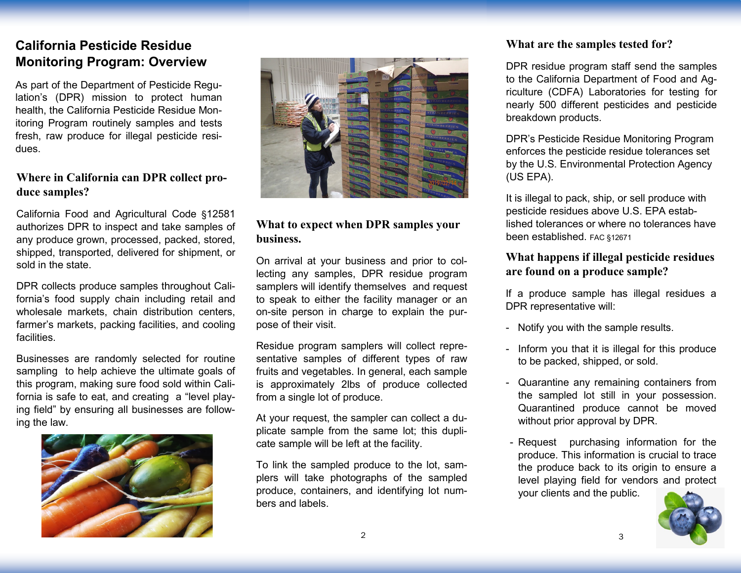## California Pesticide Residue Monitoring Program: Overview

As part of the Department of Pesticide Regulation's (DPR) mission to protect human health, the California Pesticide Residue Monitoring Program routinely samples and tests fresh, raw produce for illegal pesticide residues.

### Where in California can DPR collect produce samples?

California Food and Agricultural Code §12581 authorizes DPR to inspect and take samples of any produce grown, processed, packed, stored, shipped, transported, delivered for shipment, or sold in the state.

DPR collects produce samples throughout California's food supply chain including retail and wholesale markets, chain distribution centers, farmer's markets, packing facilities, and cooling facilities.

Businesses are randomly selected for routine sampling to help achieve the ultimate goals of this program, making sure food sold within California is safe to eat, and creating a "level playing field" by ensuring all businesses are following the law.

### What to expect when DPR samples your business.

On arrival at your business and prior to collecting any samples, DPR residue program samplers will identify themselves and request to speak to either the facility manager or an on-site person in charge to explain the purpose of their visit.

Residue program samplers will collect representative samples of different types of raw fruits and vegetables. In general, each sample is approximately 2lbs of produce collected from a single lot of produce.

At your request, the sampler can collect a duplicate sample from the same lot; this duplicate sample will be left at the facility.

To link the sampled produce to the lot, samplers will take photographs of the sampled produce, containers, and identifying lot numbers and labels.

### What are the samples tested for?

DPR residue program staff send the samples to the California Department of Food and Agriculture (CDFA) Laboratories for testing for nearly 500 different pesticides and pesticide breakdown products.

DPR's Pesticide Residue Monitoring Program enforces the pesticide residue tolerances set by the U.S. Environmental Protection Agency (US EPA).

It is illegal to pack, ship, or sell produce with pesticide residues above U.S. EPA established tolerances or where no tolerances have been established. FAC §12671

### What happens if illegal pesticide residues are found on a produce sample?

If a produce sample has illegal residues a DPR representative will:

- Notify you with the sample results.
- Inform you that it is illegal for this produce to be packed, shipped, or sold.
- Quarantine any remaining containers from the sampled lot still in your possession. Quarantined produce cannot be moved without prior approval by DPR.
- Request purchasing information for the produce. This information is crucial to trace the produce back to its origin to ensure a level playing field for vendors and protect your clients and the public.